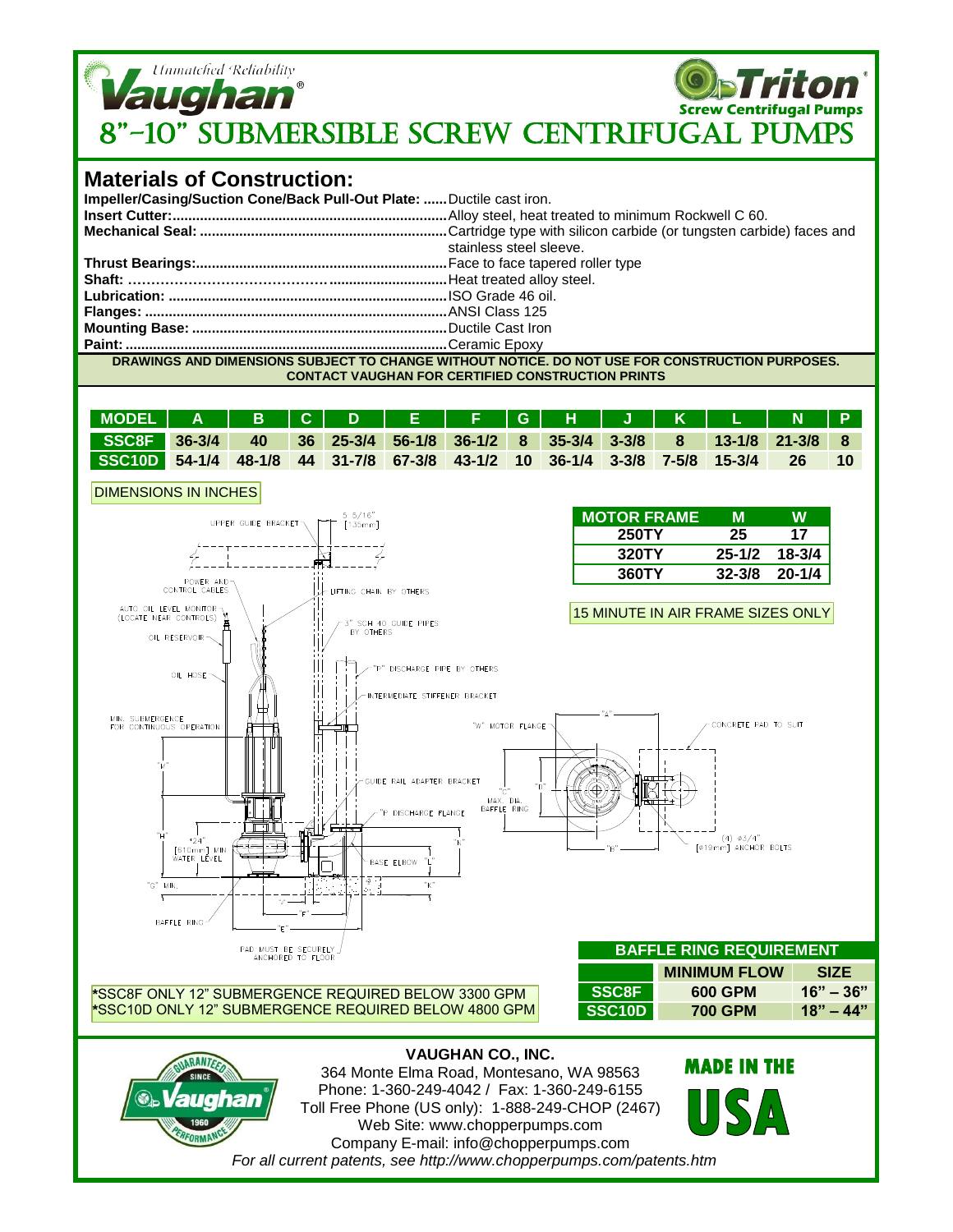Unmatched Reliability

**Vaughan**®

**Triton**®
Screw Centrifugal Pumps

# 8"-10" SUBMERSIBLE SCREW CENTRIFUGAL PUMPS

## Materials of Construction:

**Impeller/Casing/Suction Cone/Back Pull-Out Plate:** ...... Ductile cast iron.
**Insert Cutter:** ...... Alloy steel, heat treated to minimum Rockwell C 60.
**Mechanical Seal:** ...... Cartridge type with silicon carbide (or tungsten carbide) faces and stainless steel sleeve.
**Thrust Bearings:** ...... Face to face tapered roller type
**Shaft:** ...... Heat treated alloy steel.
**Lubrication:** ...... ISO Grade 46 oil.
**Flanges:** ...... ANSI Class 125
**Mounting Base:** ...... Ductile Cast Iron
**Paint:** ...... Ceramic Epoxy

**DRAWINGS AND DIMENSIONS SUBJECT TO CHANGE WITHOUT NOTICE. DO NOT USE FOR CONSTRUCTION PURPOSES. CONTACT VAUGHAN FOR CERTIFIED CONSTRUCTION PRINTS**

| MODEL | A | B | C | D | E | F | G | H | J | K | L | N | P |
|---|---|---|---|---|---|---|---|---|---|---|---|---|---|
| SSC8F | 36-3/4 | 40 | 36 | 25-3/4 | 56-1/8 | 36-1/2 | 8 | 35-3/4 | 3-3/8 | 8 | 13-1/8 | 21-3/8 | 8 |
| SSC10D | 54-1/4 | 48-1/8 | 44 | 31-7/8 | 67-3/8 | 43-1/2 | 10 | 36-1/4 | 3-3/8 | 7-5/8 | 15-3/4 | 26 | 10 |

DIMENSIONS IN INCHES

| MOTOR FRAME | M | W |
|---|---|---|
| 250TY | 25 | 17 |
| 320TY | 25-1/2 | 18-3/4 |
| 360TY | 32-3/8 | 20-1/4 |

15 MINUTE IN AIR FRAME SIZES ONLY

UPPER GUIDE BRACKET; 5 5/16" [135mm]; POWER AND CONTROL CABLES; LIFTING CHAIN BY OTHERS; AUTO OIL LEVEL MONITOR (LOCATE NEAR CONTROLS); 3" SCH 40 GUIDE PIPES BY OTHERS; OIL RESERVOIR; OIL HOSE; "P" DISCHARGE PIPE BY OTHERS; INTERMEDIATE STIFFENER BRACKET; MIN. SUBMERGENCE FOR CONTINUOUS OPERATION; "M"; "W" MOTOR FLANGE; "A"; CONCRETE PAD TO SUIT; GUIDE RAIL ADAPTER BRACKET; "C" MAX. DIA. BAFFLE RING; "D"; "P" DISCHARGE FLANGE; "H"; *24" [610mm] MIN. WATER LEVEL; "N"; BASE ELBOW; "L"; "K"; "G" MIN.; "J"; "F"; "E"; "B"; (4) Ø3/4" [Ø19mm] ANCHOR BOLTS; BAFFLE RING; PAD MUST BE SECURELY ANCHORED TO FLOOR

| BAFFLE RING REQUIREMENT | | |
|---|---|---|
| | MINIMUM FLOW | SIZE |
| SSC8F | 600 GPM | 16" – 36" |
| SSC10D | 700 GPM | 18" – 44" |

*SSC8F ONLY 12" SUBMERGENCE REQUIRED BELOW 3300 GPM
*SSC10D ONLY 12" SUBMERGENCE REQUIRED BELOW 4800 GPM

GUARANTEED SINCE 1960 PERFORMANCE — Vaughan®

**VAUGHAN CO., INC.**
364 Monte Elma Road, Montesano, WA 98563
Phone: 1-360-249-4042 / Fax: 1-360-249-6155
Toll Free Phone (US only): 1-888-249-CHOP (2467)
Web Site: www.chopperpumps.com
Company E-mail: info@chopperpumps.com
*For all current patents, see http://www.chopperpumps.com/patents.htm*

MADE IN THE USA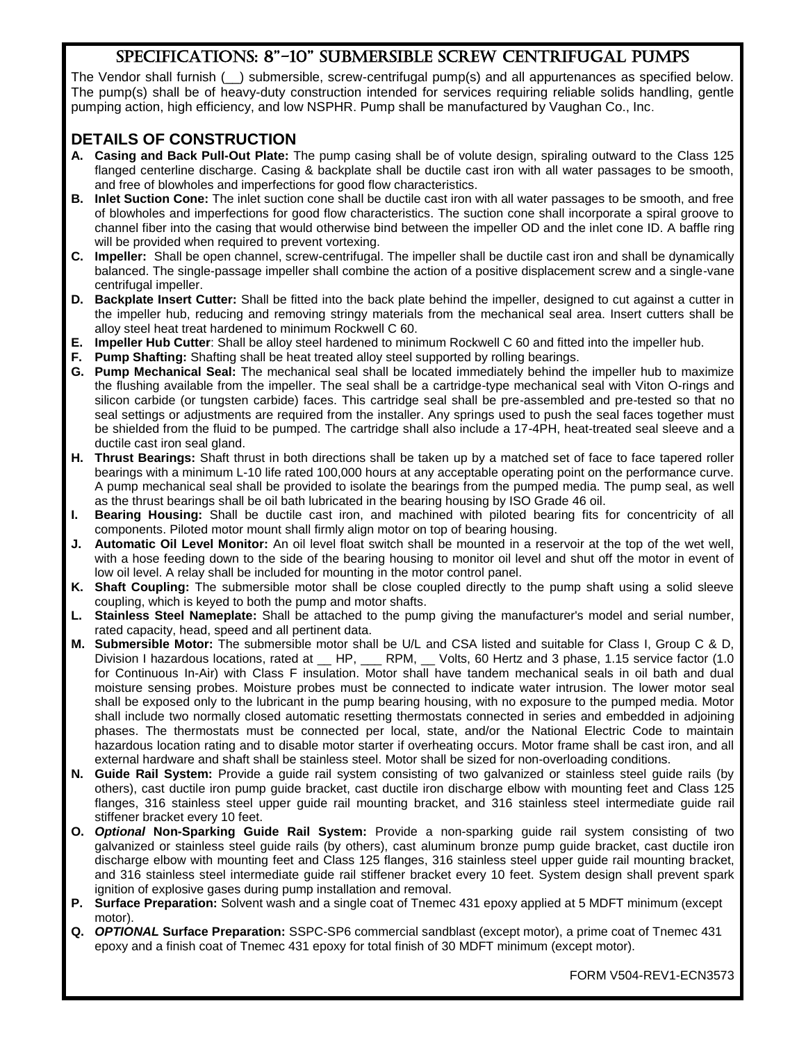# SPECIFICATIONS: 8"-10" SUBMERSIBLE SCREW CENTRIFUGAL PUMPS

The Vendor shall furnish (__) submersible, screw-centrifugal pump(s) and all appurtenances as specified below. The pump(s) shall be of heavy-duty construction intended for services requiring reliable solids handling, gentle pumping action, high efficiency, and low NSPHR. Pump shall be manufactured by Vaughan Co., Inc.

## DETAILS OF CONSTRUCTION

**A. Casing and Back Pull-Out Plate:** The pump casing shall be of volute design, spiraling outward to the Class 125 flanged centerline discharge. Casing & backplate shall be ductile cast iron with all water passages to be smooth, and free of blowholes and imperfections for good flow characteristics.

**B. Inlet Suction Cone:** The inlet suction cone shall be ductile cast iron with all water passages to be smooth, and free of blowholes and imperfections for good flow characteristics. The suction cone shall incorporate a spiral groove to channel fiber into the casing that would otherwise bind between the impeller OD and the inlet cone ID. A baffle ring will be provided when required to prevent vortexing.

**C. Impeller:** Shall be open channel, screw-centrifugal. The impeller shall be ductile cast iron and shall be dynamically balanced. The single-passage impeller shall combine the action of a positive displacement screw and a single-vane centrifugal impeller.

**D. Backplate Insert Cutter:** Shall be fitted into the back plate behind the impeller, designed to cut against a cutter in the impeller hub, reducing and removing stringy materials from the mechanical seal area. Insert cutters shall be alloy steel heat treat hardened to minimum Rockwell C 60.

**E. Impeller Hub Cutter**: Shall be alloy steel hardened to minimum Rockwell C 60 and fitted into the impeller hub.

**F. Pump Shafting:** Shafting shall be heat treated alloy steel supported by rolling bearings.

**G. Pump Mechanical Seal:** The mechanical seal shall be located immediately behind the impeller hub to maximize the flushing available from the impeller. The seal shall be a cartridge-type mechanical seal with Viton O-rings and silicon carbide (or tungsten carbide) faces. This cartridge seal shall be pre-assembled and pre-tested so that no seal settings or adjustments are required from the installer. Any springs used to push the seal faces together must be shielded from the fluid to be pumped. The cartridge shall also include a 17-4PH, heat-treated seal sleeve and a ductile cast iron seal gland.

**H. Thrust Bearings:** Shaft thrust in both directions shall be taken up by a matched set of face to face tapered roller bearings with a minimum L-10 life rated 100,000 hours at any acceptable operating point on the performance curve. A pump mechanical seal shall be provided to isolate the bearings from the pumped media. The pump seal, as well as the thrust bearings shall be oil bath lubricated in the bearing housing by ISO Grade 46 oil.

**I. Bearing Housing:** Shall be ductile cast iron, and machined with piloted bearing fits for concentricity of all components. Piloted motor mount shall firmly align motor on top of bearing housing.

**J. Automatic Oil Level Monitor:** An oil level float switch shall be mounted in a reservoir at the top of the wet well, with a hose feeding down to the side of the bearing housing to monitor oil level and shut off the motor in event of low oil level. A relay shall be included for mounting in the motor control panel.

**K. Shaft Coupling:** The submersible motor shall be close coupled directly to the pump shaft using a solid sleeve coupling, which is keyed to both the pump and motor shafts.

**L. Stainless Steel Nameplate:** Shall be attached to the pump giving the manufacturer's model and serial number, rated capacity, head, speed and all pertinent data.

**M. Submersible Motor:** The submersible motor shall be U/L and CSA listed and suitable for Class I, Group C & D, Division I hazardous locations, rated at __ HP, ___ RPM, __ Volts, 60 Hertz and 3 phase, 1.15 service factor (1.0 for Continuous In-Air) with Class F insulation. Motor shall have tandem mechanical seals in oil bath and dual moisture sensing probes. Moisture probes must be connected to indicate water intrusion. The lower motor seal shall be exposed only to the lubricant in the pump bearing housing, with no exposure to the pumped media. Motor shall include two normally closed automatic resetting thermostats connected in series and embedded in adjoining phases. The thermostats must be connected per local, state, and/or the National Electric Code to maintain hazardous location rating and to disable motor starter if overheating occurs. Motor frame shall be cast iron, and all external hardware and shaft shall be stainless steel. Motor shall be sized for non-overloading conditions.

**N. Guide Rail System:** Provide a guide rail system consisting of two galvanized or stainless steel guide rails (by others), cast ductile iron pump guide bracket, cast ductile iron discharge elbow with mounting feet and Class 125 flanges, 316 stainless steel upper guide rail mounting bracket, and 316 stainless steel intermediate guide rail stiffener bracket every 10 feet.

**O. *Optional* Non-Sparking Guide Rail System:** Provide a non-sparking guide rail system consisting of two galvanized or stainless steel guide rails (by others), cast aluminum bronze pump guide bracket, cast ductile iron discharge elbow with mounting feet and Class 125 flanges, 316 stainless steel upper guide rail mounting bracket, and 316 stainless steel intermediate guide rail stiffener bracket every 10 feet. System design shall prevent spark ignition of explosive gases during pump installation and removal.

**P. Surface Preparation:** Solvent wash and a single coat of Tnemec 431 epoxy applied at 5 MDFT minimum (except motor).

**Q. *OPTIONAL* Surface Preparation:** SSPC-SP6 commercial sandblast (except motor), a prime coat of Tnemec 431 epoxy and a finish coat of Tnemec 431 epoxy for total finish of 30 MDFT minimum (except motor).

FORM V504-REV1-ECN3573